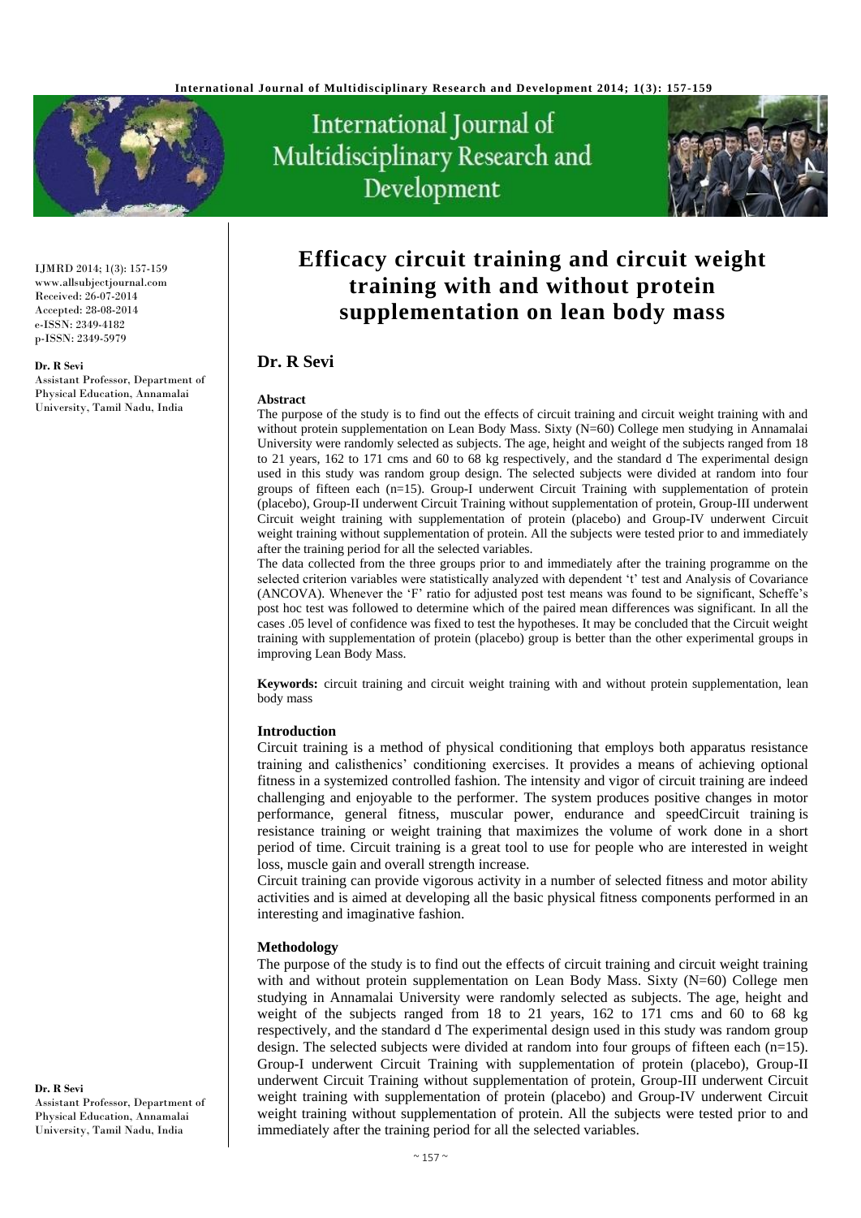# Efficacy circuit training and circuit weight training with and without protein supplementation on lean body mass

IJMRD 2014; 1(3): 157-159
www.allsubjectjournal.com
Received: 26-07-2014
Accepted: 28-08-2014
e-ISSN: 2349-4182
p-ISSN: 2349-5979

**Dr. R Sevi**
Assistant Professor, Department of Physical Education, Annamalai University, Tamil Nadu, India

## Dr. R Sevi

### Abstract

The purpose of the study is to find out the effects of circuit training and circuit weight training with and without protein supplementation on Lean Body Mass. Sixty (N=60) College men studying in Annamalai University were randomly selected as subjects. The age, height and weight of the subjects ranged from 18 to 21 years, 162 to 171 cms and 60 to 68 kg respectively, and the standard d The experimental design used in this study was random group design. The selected subjects were divided at random into four groups of fifteen each (n=15). Group-I underwent Circuit Training with supplementation of protein (placebo), Group-II underwent Circuit Training without supplementation of protein, Group-III underwent Circuit weight training with supplementation of protein (placebo) and Group-IV underwent Circuit weight training without supplementation of protein. All the subjects were tested prior to and immediately after the training period for all the selected variables.

The data collected from the three groups prior to and immediately after the training programme on the selected criterion variables were statistically analyzed with dependent 't' test and Analysis of Covariance (ANCOVA). Whenever the 'F' ratio for adjusted post test means was found to be significant, Scheffe's post hoc test was followed to determine which of the paired mean differences was significant. In all the cases .05 level of confidence was fixed to test the hypotheses. It may be concluded that the Circuit weight training with supplementation of protein (placebo) group is better than the other experimental groups in improving Lean Body Mass.

**Keywords:** circuit training and circuit weight training with and without protein supplementation, lean body mass

### Introduction

Circuit training is a method of physical conditioning that employs both apparatus resistance training and calisthenics' conditioning exercises. It provides a means of achieving optional fitness in a systemized controlled fashion. The intensity and vigor of circuit training are indeed challenging and enjoyable to the performer. The system produces positive changes in motor performance, general fitness, muscular power, endurance and speedCircuit training is resistance training or weight training that maximizes the volume of work done in a short period of time. Circuit training is a great tool to use for people who are interested in weight loss, muscle gain and overall strength increase.

Circuit training can provide vigorous activity in a number of selected fitness and motor ability activities and is aimed at developing all the basic physical fitness components performed in an interesting and imaginative fashion.

### Methodology

The purpose of the study is to find out the effects of circuit training and circuit weight training with and without protein supplementation on Lean Body Mass. Sixty (N=60) College men studying in Annamalai University were randomly selected as subjects. The age, height and weight of the subjects ranged from 18 to 21 years, 162 to 171 cms and 60 to 68 kg respectively, and the standard d The experimental design used in this study was random group design. The selected subjects were divided at random into four groups of fifteen each (n=15). Group-I underwent Circuit Training with supplementation of protein (placebo), Group-II underwent Circuit Training without supplementation of protein, Group-III underwent Circuit weight training with supplementation of protein (placebo) and Group-IV underwent Circuit weight training without supplementation of protein. All the subjects were tested prior to and immediately after the training period for all the selected variables.

**Dr. R Sevi**
Assistant Professor, Department of Physical Education, Annamalai University, Tamil Nadu, India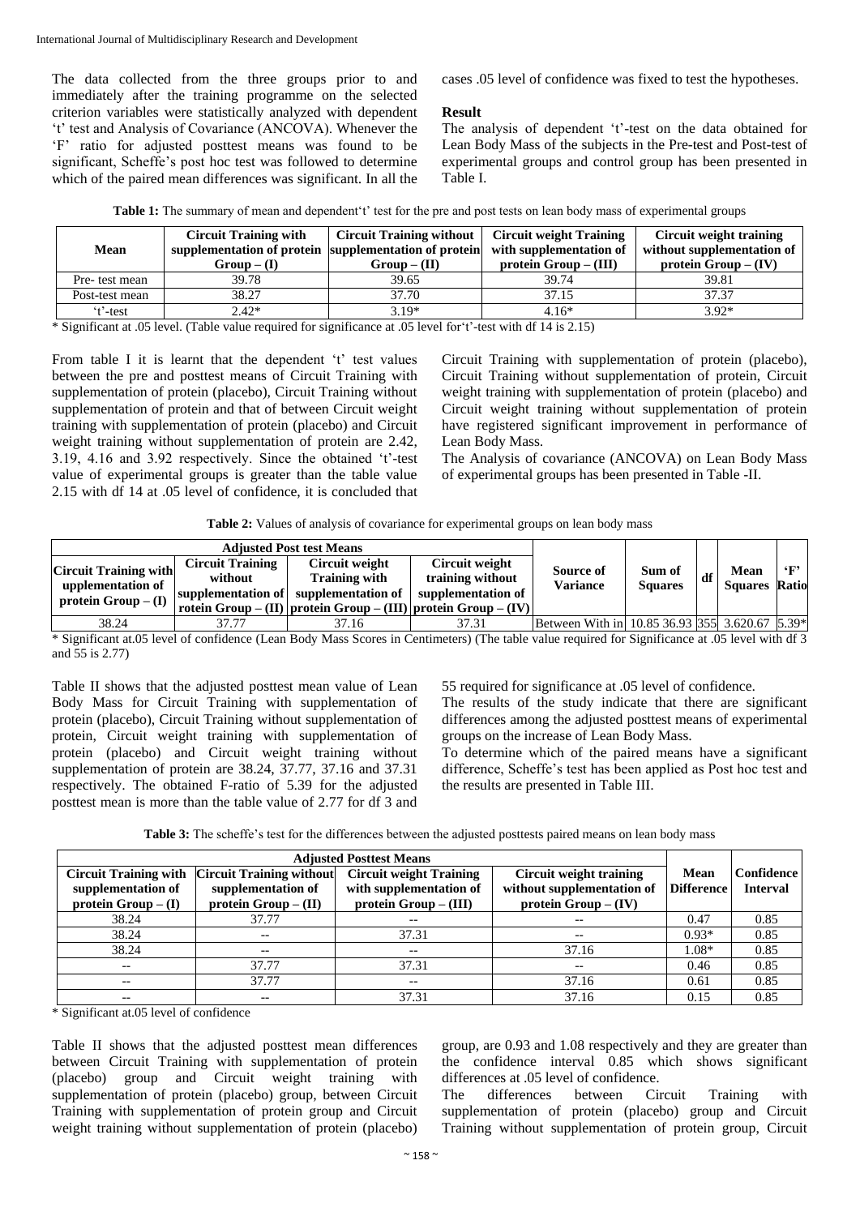The data collected from the three groups prior to and immediately after the training programme on the selected criterion variables were statistically analyzed with dependent 't' test and Analysis of Covariance (ANCOVA). Whenever the 'F' ratio for adjusted posttest means was found to be significant, Scheffe's post hoc test was followed to determine which of the paired mean differences was significant. In all the cases .05 level of confidence was fixed to test the hypotheses.

## Result

The analysis of dependent 't'-test on the data obtained for Lean Body Mass of the subjects in the Pre-test and Post-test of experimental groups and control group has been presented in Table I.

**Table 1:** The summary of mean and dependent't' test for the pre and post tests on lean body mass of experimental groups

| Mean | Circuit Training with supplementation of protein Group – (I) | Circuit Training without supplementation of protein Group – (II) | Circuit weight Training with supplementation of protein Group – (III) | Circuit weight training without supplementation of protein Group – (IV) |
|---|---|---|---|---|
| Pre- test mean | 39.78 | 39.65 | 39.74 | 39.81 |
| Post-test mean | 38.27 | 37.70 | 37.15 | 37.37 |
| 't'-test | 2.42* | 3.19* | 4.16* | 3.92* |

\* Significant at .05 level. (Table value required for significance at .05 level for't'-test with df 14 is 2.15)

From table I it is learnt that the dependent 't' test values between the pre and posttest means of Circuit Training with supplementation of protein (placebo), Circuit Training without supplementation of protein and that of between Circuit weight training with supplementation of protein (placebo) and Circuit weight training without supplementation of protein are 2.42, 3.19, 4.16 and 3.92 respectively. Since the obtained 't'-test value of experimental groups is greater than the table value 2.15 with df 14 at .05 level of confidence, it is concluded that Circuit Training with supplementation of protein (placebo), Circuit Training without supplementation of protein, Circuit weight training with supplementation of protein (placebo) and Circuit weight training without supplementation of protein have registered significant improvement in performance of Lean Body Mass.

The Analysis of covariance (ANCOVA) on Lean Body Mass of experimental groups has been presented in Table -II.

**Table 2:** Values of analysis of covariance for experimental groups on lean body mass

| Adjusted Post test Means | | | | Source of Variance | Sum of Squares | df | Mean Squares | 'F' Ratio |
|---|---|---|---|---|---|---|---|---|
| Circuit Training with upplementation of protein Group – (I) | Circuit Training without supplementation of rotein Group – (II) | Circuit weight Training with supplementation of protein Group – (III) | Circuit weight training without supplementation of protein Group – (IV) | | | | | |
| 38.24 | 37.77 | 37.16 | 37.31 | Between With in | 10.85 36.93 | 355 | 3.620.67 | 5.39* |

\* Significant at.05 level of confidence (Lean Body Mass Scores in Centimeters) (The table value required for Significance at .05 level with df 3 and 55 is 2.77)

Table II shows that the adjusted posttest mean value of Lean Body Mass for Circuit Training with supplementation of protein (placebo), Circuit Training without supplementation of protein, Circuit weight training with supplementation of protein (placebo) and Circuit weight training without supplementation of protein are 38.24, 37.77, 37.16 and 37.31 respectively. The obtained F-ratio of 5.39 for the adjusted posttest mean is more than the table value of 2.77 for df 3 and 55 required for significance at .05 level of confidence.

The results of the study indicate that there are significant differences among the adjusted posttest means of experimental groups on the increase of Lean Body Mass.

To determine which of the paired means have a significant difference, Scheffe's test has been applied as Post hoc test and the results are presented in Table III.

**Table 3:** The scheffe's test for the differences between the adjusted posttests paired means on lean body mass

| Adjusted Posttest Means | | | | Mean Difference | Confidence Interval |
|---|---|---|---|---|---|
| Circuit Training with supplementation of protein Group – (I) | Circuit Training without supplementation of protein Group – (II) | Circuit weight Training with supplementation of protein Group – (III) | Circuit weight training without supplementation of protein Group – (IV) | | |
| 38.24 | 37.77 | -- | -- | 0.47 | 0.85 |
| 38.24 | -- | 37.31 | -- | 0.93* | 0.85 |
| 38.24 | -- | -- | 37.16 | 1.08* | 0.85 |
| -- | 37.77 | 37.31 | -- | 0.46 | 0.85 |
| -- | 37.77 | -- | 37.16 | 0.61 | 0.85 |
| -- | -- | 37.31 | 37.16 | 0.15 | 0.85 |

\* Significant at.05 level of confidence

Table II shows that the adjusted posttest mean differences between Circuit Training with supplementation of protein (placebo) group and Circuit weight training with supplementation of protein (placebo) group, between Circuit Training with supplementation of protein group and Circuit weight training without supplementation of protein (placebo) group, are 0.93 and 1.08 respectively and they are greater than the confidence interval 0.85 which shows significant differences at .05 level of confidence.

The differences between Circuit Training with supplementation of protein (placebo) group and Circuit Training without supplementation of protein group, Circuit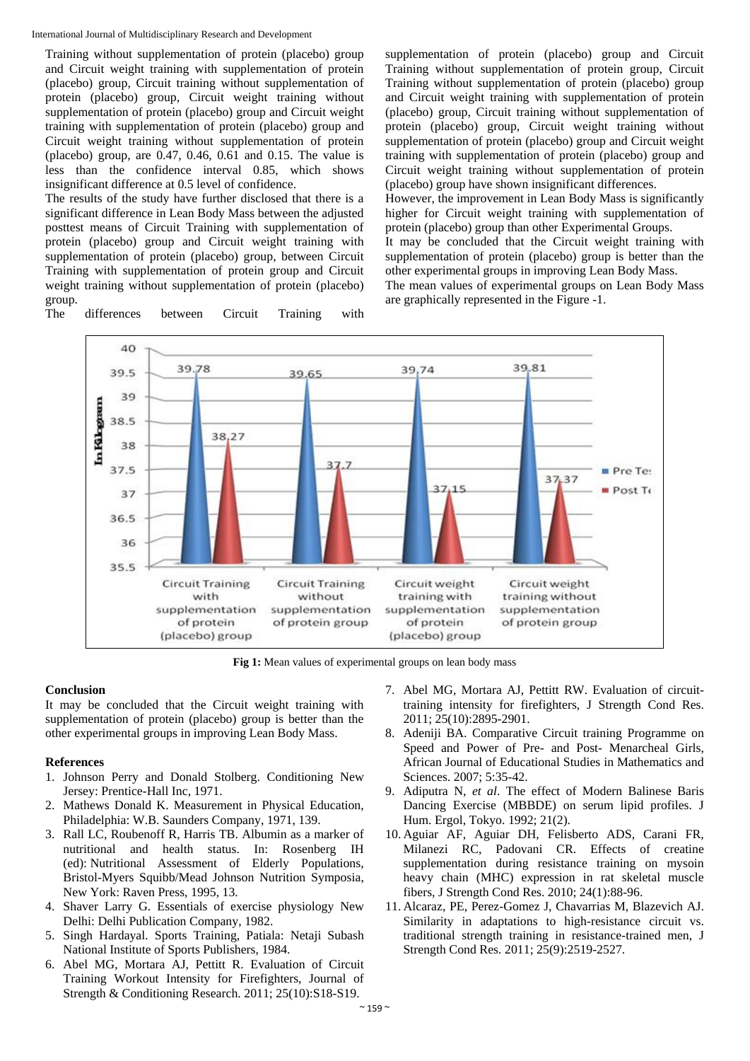Training without supplementation of protein (placebo) group and Circuit weight training with supplementation of protein (placebo) group, Circuit training without supplementation of protein (placebo) group, Circuit weight training without supplementation of protein (placebo) group and Circuit weight training with supplementation of protein (placebo) group and Circuit weight training without supplementation of protein (placebo) group, are 0.47, 0.46, 0.61 and 0.15. The value is less than the confidence interval 0.85, which shows insignificant difference at 0.5 level of confidence.

The results of the study have further disclosed that there is a significant difference in Lean Body Mass between the adjusted posttest means of Circuit Training with supplementation of protein (placebo) group and Circuit weight training with supplementation of protein (placebo) group, between Circuit Training with supplementation of protein group and Circuit weight training without supplementation of protein (placebo) group.

The differences between Circuit Training with supplementation of protein (placebo) group and Circuit Training without supplementation of protein group, Circuit Training without supplementation of protein (placebo) group and Circuit weight training with supplementation of protein (placebo) group, Circuit training without supplementation of protein (placebo) group, Circuit weight training without supplementation of protein (placebo) group and Circuit weight training with supplementation of protein (placebo) group and Circuit weight training without supplementation of protein (placebo) group have shown insignificant differences.

However, the improvement in Lean Body Mass is significantly higher for Circuit weight training with supplementation of protein (placebo) group than other Experimental Groups.

It may be concluded that the Circuit weight training with supplementation of protein (placebo) group is better than the other experimental groups in improving Lean Body Mass.

The mean values of experimental groups on Lean Body Mass are graphically represented in the Figure -1.

In Kilogram

40
39.5
39
38.5
38
37.5
37
36.5
36
35.5

39.78
38.27
39.65
37.7
39.74
37.15
39.81
37.37

Circuit Training with supplementation of protein (placebo) group
Circuit Training without supplementation of protein group
Circuit weight training with supplementation of protein (placebo) group
Circuit weight training without supplementation of protein group

Pre Te:
Post T(

**Fig 1:** Mean values of experimental groups on lean body mass

## Conclusion

It may be concluded that the Circuit weight training with supplementation of protein (placebo) group is better than the other experimental groups in improving Lean Body Mass.

## References

1. Johnson Perry and Donald Stolberg. Conditioning New Jersey: Prentice-Hall Inc, 1971.
2. Mathews Donald K. Measurement in Physical Education, Philadelphia: W.B. Saunders Company, 1971, 139.
3. Rall LC, Roubenoff R, Harris TB. Albumin as a marker of nutritional and health status. In: Rosenberg IH (ed): Nutritional Assessment of Elderly Populations, Bristol-Myers Squibb/Mead Johnson Nutrition Symposia, New York: Raven Press, 1995, 13.
4. Shaver Larry G. Essentials of exercise physiology New Delhi: Delhi Publication Company, 1982.
5. Singh Hardayal. Sports Training, Patiala: Netaji Subash National Institute of Sports Publishers, 1984.
6. Abel MG, Mortara AJ, Pettitt R. Evaluation of Circuit Training Workout Intensity for Firefighters, Journal of Strength & Conditioning Research. 2011; 25(10):S18-S19.
7. Abel MG, Mortara AJ, Pettitt RW. Evaluation of circuit-training intensity for firefighters, J Strength Cond Res. 2011; 25(10):2895-2901.
8. Adeniji BA. Comparative Circuit training Programme on Speed and Power of Pre- and Post- Menarcheal Girls, African Journal of Educational Studies in Mathematics and Sciences. 2007; 5:35-42.
9. Adiputra N, *et al*. The effect of Modern Balinese Baris Dancing Exercise (MBBDE) on serum lipid profiles. J Hum. Ergol, Tokyo. 1992; 21(2).
10. Aguiar AF, Aguiar DH, Felisberto ADS, Carani FR, Milanezi RC, Padovani CR. Effects of creatine supplementation during resistance training on mysoin heavy chain (MHC) expression in rat skeletal muscle fibers, J Strength Cond Res. 2010; 24(1):88-96.
11. Alcaraz, PE, Perez-Gomez J, Chavarrias M, Blazevich AJ. Similarity in adaptations to high-resistance circuit vs. traditional strength training in resistance-trained men, J Strength Cond Res. 2011; 25(9):2519-2527.